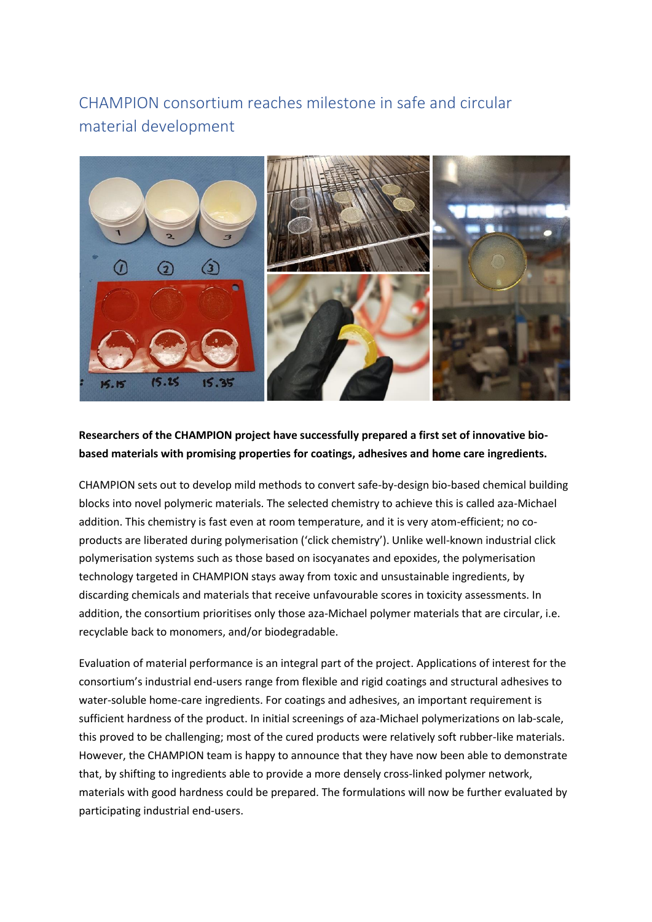# CHAMPION consortium reaches milestone in safe and circular material development

**Researchers of the CHAMPION project have successfully prepared a first set of innovative bio-based materials with promising properties for coatings, adhesives and home care ingredients.**

CHAMPION sets out to develop mild methods to convert safe-by-design bio-based chemical building blocks into novel polymeric materials. The selected chemistry to achieve this is called aza-Michael addition. This chemistry is fast even at room temperature, and it is very atom-efficient; no co-products are liberated during polymerisation ('click chemistry'). Unlike well-known industrial click polymerisation systems such as those based on isocyanates and epoxides, the polymerisation technology targeted in CHAMPION stays away from toxic and unsustainable ingredients, by discarding chemicals and materials that receive unfavourable scores in toxicity assessments. In addition, the consortium prioritises only those aza-Michael polymer materials that are circular, i.e. recyclable back to monomers, and/or biodegradable.

Evaluation of material performance is an integral part of the project. Applications of interest for the consortium's industrial end-users range from flexible and rigid coatings and structural adhesives to water-soluble home-care ingredients. For coatings and adhesives, an important requirement is sufficient hardness of the product. In initial screenings of aza-Michael polymerizations on lab-scale, this proved to be challenging; most of the cured products were relatively soft rubber-like materials. However, the CHAMPION team is happy to announce that they have now been able to demonstrate that, by shifting to ingredients able to provide a more densely cross-linked polymer network, materials with good hardness could be prepared. The formulations will now be further evaluated by participating industrial end-users.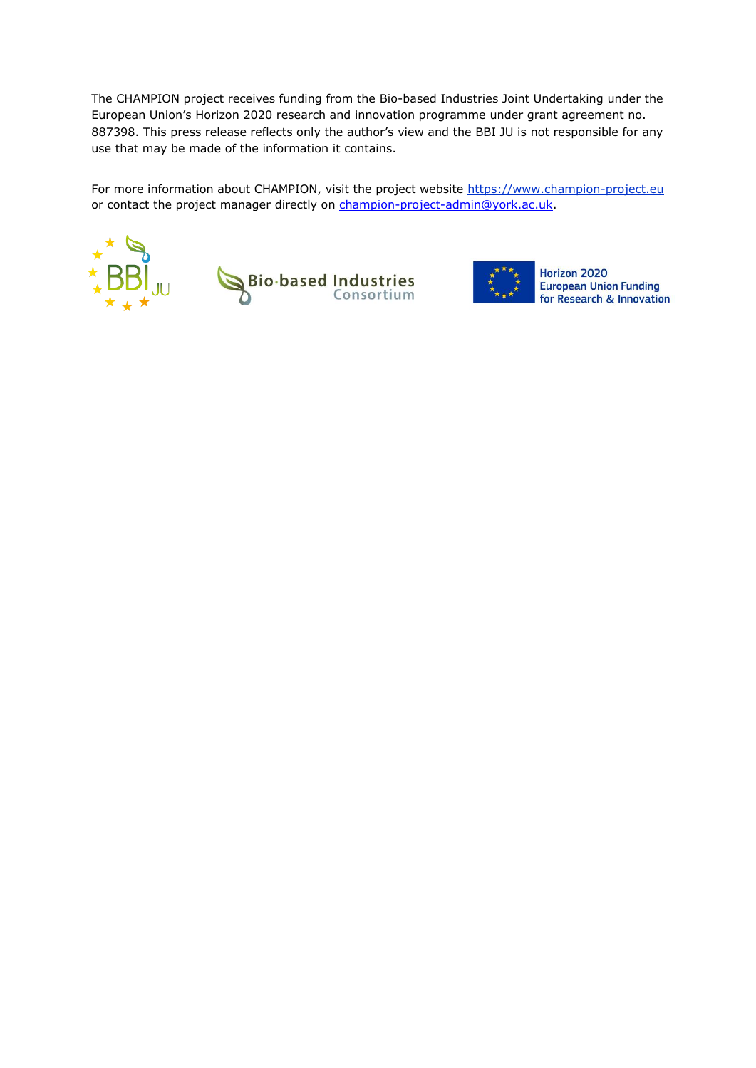The CHAMPION project receives funding from the Bio-based Industries Joint Undertaking under the European Union's Horizon 2020 research and innovation programme under grant agreement no. 887398. This press release reflects only the author's view and the BBI JU is not responsible for any use that may be made of the information it contains.

For more information about CHAMPION, visit the project website https://www.champion-project.eu or contact the project manager directly on champion-project-admin@york.ac.uk.

BBI JU

Bio-based Industries Consortium

Horizon 2020
European Union Funding
for Research & Innovation